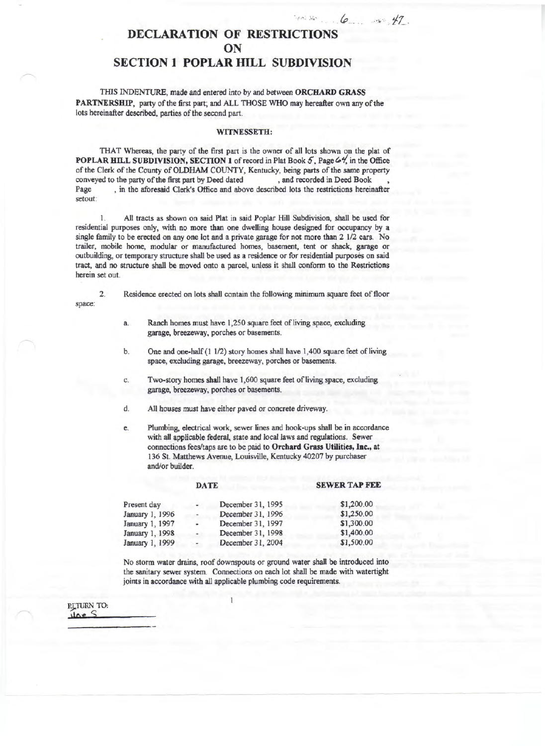# DECLARATION OF RESTRICTIONS ON SECTION 1 POPLAR HILL SUBDIVISION

THIS INDENTURE, made and entered into by and between **ORCHARD GRASS PARTNERSHIP**, party of the first part; and ALL THOSE WHO may hereafter own any of the lots hereinafter described, parties of the second part.

**WITNESSETH:**

THAT Whereas, the party of the first part is the owner of all lots shown on the plat of **POPLAR HILL SUBDIVISION, SECTION 1** of record in Plat Book 5, Page 64, in the Office of the Clerk of the County of OLDHAM COUNTY, Kentucky, being parts of the same property conveyed to the party of the first part by Deed dated , and recorded in Deed Book , Page , in the aforesaid Clerk's Office and above described lots the restrictions hereinafter setout:

1. All tracts as shown on said Plat in said Poplar Hill Subdivision, shall be used for residential purposes only, with no more than one dwelling house designed for occupancy by a single family to be erected on any one lot and a private garage for not more than 2 1/2 cars. No trailer, mobile home, modular or manufactured homes, basement, tent or shack, garage or outbuilding, or temporary structure shall be used as a residence or for residential purposes on said tract, and no structure shall be moved onto a parcel, unless it shall conform to the Restrictions herein set out.

2. Residence erected on lots shall contain the following minimum square feet of floor space:

   a. Ranch homes must have 1,250 square feet of living space, excluding garage, breezeway, porches or basements.

   b. One and one-half (1 1/2) story homes shall have 1,400 square feet of living space, excluding garage, breezeway, porches or basements.

   c. Two-story homes shall have 1,600 square feet of living space, excluding garage, breezeway, porches or basements.

   d. All houses must have either paved or concrete driveway.

   e. Plumbing, electrical work, sewer lines and hook-ups shall be in accordance with all applicable federal, state and local laws and regulations. Sewer connections fees/taps are to be paid to **Orchard Grass Utilities, Inc.,** at 136 St. Matthews Avenue, Louisville, Kentucky 40207 by purchaser and/or builder.

| DATE | | | SEWER TAP FEE |
|---|---|---|---|
| Present day | - | December 31, 1995 | $1,200.00 |
| January 1, 1996 | - | December 31, 1996 | $1,250.00 |
| January 1, 1997 | - | December 31, 1997 | $1,300.00 |
| January 1, 1998 | - | December 31, 1998 | $1,400.00 |
| January 1, 1999 | - | December 31, 2004 | $1,500.00 |

No storm water drains, roof downspouts or ground water shall be introduced into the sanitary sewer system. Connections on each lot shall be made with watertight joints in accordance with all applicable plumbing code requirements.

RETURN TO:
Mae S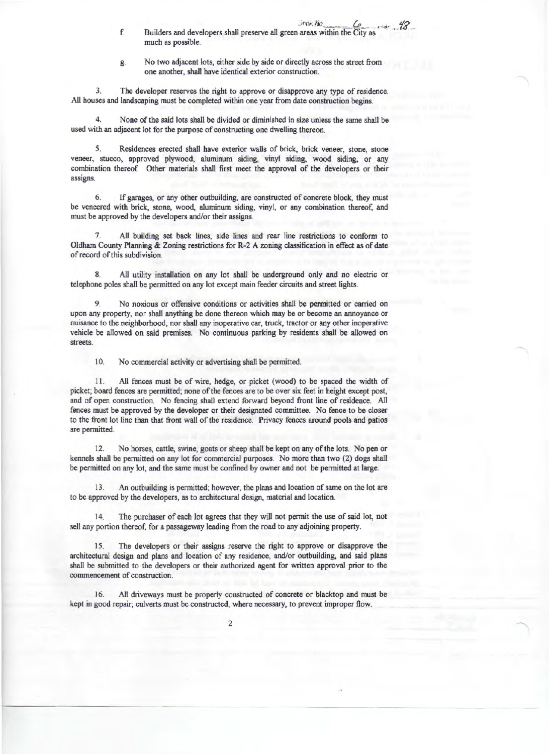f. Builders and developers shall preserve all green areas within the City as much as possible.

g. No two adjacent lots, either side by side or directly across the street from one another, shall have identical exterior construction.

3. The developer reserves the right to approve or disapprove any type of residence. All houses and landscaping must be completed within one year from date construction begins.

4. None of the said lots shall be divided or diminished in size unless the same shall be used with an adjacent lot for the purpose of constructing one dwelling thereon.

5. Residences erected shall have exterior walls of brick, brick veneer, stone, stone veneer, stucco, approved plywood, aluminum siding, vinyl siding, wood siding, or any combination thereof. Other materials shall first meet the approval of the developers or their assigns.

6. If garages, or any other outbuilding, are constructed of concrete block, they must be veneered with brick, stone, wood, aluminum siding, vinyl, or any combination thereof, and must be approved by the developers and/or their assigns.

7. All building set back lines, side lines and rear line restrictions to conform to Oldham County Planning & Zoning restrictions for R-2 A zoning classification in effect as of date of record of this subdivision.

8. All utility installation on any lot shall be underground only and no electric or telephone poles shall be permitted on any lot except main feeder circuits and street lights.

9. No noxious or offensive conditions or activities shall be permitted or carried on upon any property, nor shall anything be done thereon which may be or become an annoyance or nuisance to the neighborhood, nor shall any inoperative car, truck, tractor or any other inoperative vehicle be allowed on said premises. No continuous parking by residents shall be allowed on streets.

10. No commercial activity or advertising shall be permitted.

11. All fences must be of wire, hedge, or picket (wood) to be spaced the width of picket; board fences are permitted; none of the fences are to be over six feet in height except post, and of open construction. No fencing shall extend forward beyond front line of residence. All fences must be approved by the developer or their designated committee. No fence to be closer to the front lot line than that front wall of the residence. Privacy fences around pools and patios are permitted.

12. No horses, cattle, swine, goats or sheep shall be kept on any of the lots. No pen or kennels shall be permitted on any lot for commercial purposes. No more than two (2) dogs shall be permitted on any lot, and the same must be confined by owner and not be permitted at large.

13. An outbuilding is permitted; however, the plans and location of same on the lot are to be approved by the developers, as to architectural design, material and location.

14. The purchaser of each lot agrees that they will not permit the use of said lot, not sell any portion thereof, for a passageway leading from the road to any adjoining property.

15. The developers or their assigns reserve the right to approve or disapprove the architectural design and plans and location of any residence, and/or outbuilding, and said plans shall be submitted to the developers or their authorized agent for written approval prior to the commencement of construction.

16. All driveways must be properly constructed of concrete or blacktop and must be kept in good repair; culverts must be constructed, where necessary, to prevent improper flow.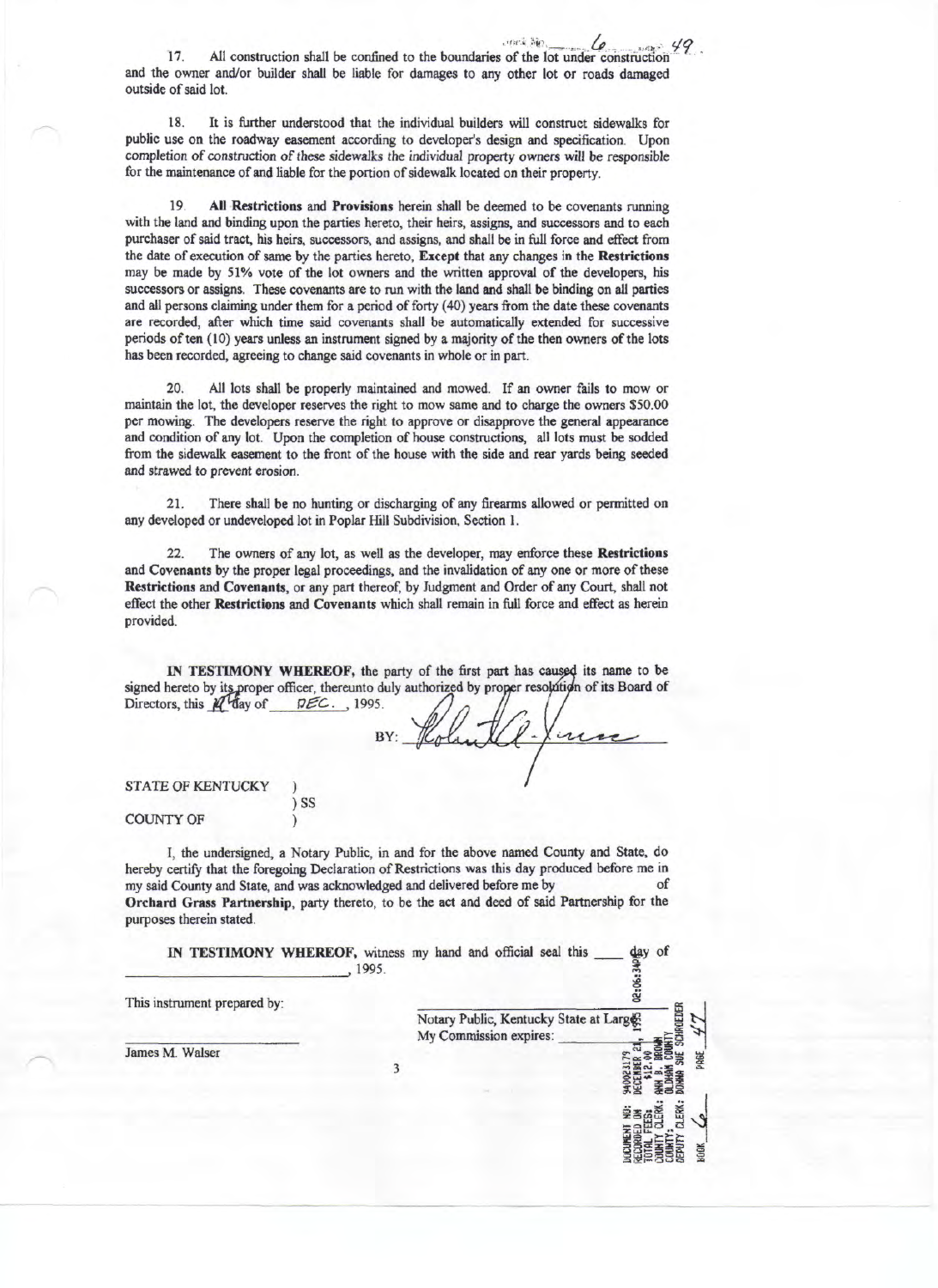17. All construction shall be confined to the boundaries of the lot under construction and the owner and/or builder shall be liable for damages to any other lot or roads damaged outside of said lot.

18. It is further understood that the individual builders will construct sidewalks for public use on the roadway easement according to developer's design and specification. Upon completion of construction of these sidewalks the individual property owners will be responsible for the maintenance of and liable for the portion of sidewalk located on their property.

19. **All Restrictions** and **Provisions** herein shall be deemed to be covenants running with the land and binding upon the parties hereto, their heirs, assigns, and successors and to each purchaser of said tract, his heirs, successors, and assigns, and shall be in full force and effect from the date of execution of same by the parties hereto, **Except** that any changes in the **Restrictions** may be made by 51% vote of the lot owners and the written approval of the developers, his successors or assigns. These covenants are to run with the land and shall be binding on all parties and all persons claiming under them for a period of forty (40) years from the date these covenants are recorded, after which time said covenants shall be automatically extended for successive periods of ten (10) years unless an instrument signed by a majority of the then owners of the lots has been recorded, agreeing to change said covenants in whole or in part.

20. All lots shall be properly maintained and mowed. If an owner fails to mow or maintain the lot, the developer reserves the right to mow same and to charge the owners $50.00 per mowing. The developers reserve the right to approve or disapprove the general appearance and condition of any lot. Upon the completion of house constructions, all lots must be sodded from the sidewalk easement to the front of the house with the side and rear yards being seeded and strawed to prevent erosion.

21. There shall be no hunting or discharging of any firearms allowed or permitted on any developed or undeveloped lot in Poplar Hill Subdivision, Section 1.

22. The owners of any lot, as well as the developer, may enforce these **Restrictions** and **Covenants** by the proper legal proceedings, and the invalidation of any one or more of these **Restrictions** and **Covenants**, or any part thereof, by Judgment and Order of any Court, shall not effect the other **Restrictions** and **Covenants** which shall remain in full force and effect as herein provided.

**IN TESTIMONY WHEREOF,** the party of the first part has caused its name to be signed hereto by its proper officer, thereunto duly authorized by proper resolution of its Board of Directors, this 14 day of DEC., 1995.

BY: ____________________

STATE OF KENTUCKY )
) SS
COUNTY OF )

I, the undersigned, a Notary Public, in and for the above named County and State, do hereby certify that the foregoing Declaration of Restrictions was this day produced before me in my said County and State, and was acknowledged and delivered before me by ____ of **Orchard Grass Partnership**, party thereto, to be the act and deed of said Partnership for the purposes therein stated.

**IN TESTIMONY WHEREOF,** witness my hand and official seal this ____ day of ____________, 1995.

This instrument prepared by:

____________________
James M. Walser

____________________
Notary Public, Kentucky State at Large
My Commission expires: ____________

DOCUMENT NO: 94002179
RECORDED ON DECEMBER 21, 1995 02:06:34PM
TOTAL FEES: $12.00
COUNTY CLERK: ANN B. BROWN
COUNTY: OLDHAM COUNTY
DEPUTY CLERK: DONNA SUE SCHROEDER
BOOK 6 PAGE 47